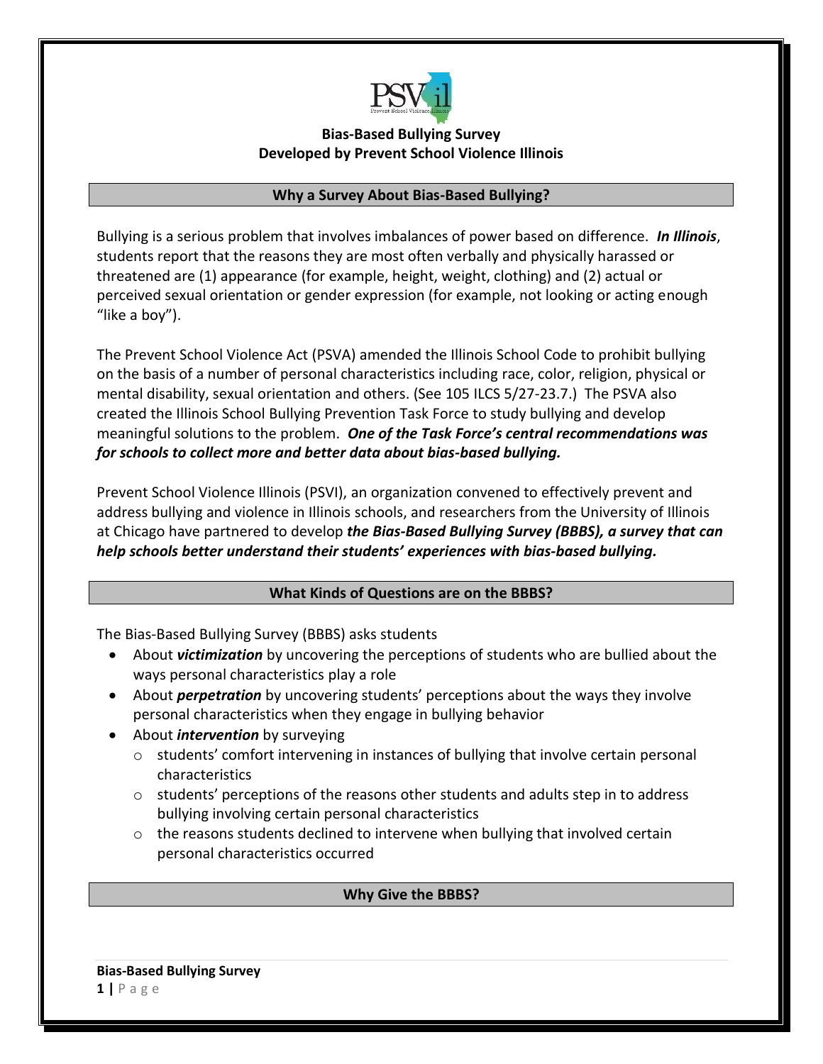# Bias-Based Bullying Survey
## Developed by Prevent School Violence Illinois

### Why a Survey About Bias-Based Bullying?

Bullying is a serious problem that involves imbalances of power based on difference. ***In Illinois***, students report that the reasons they are most often verbally and physically harassed or threatened are (1) appearance (for example, height, weight, clothing) and (2) actual or perceived sexual orientation or gender expression (for example, not looking or acting enough "like a boy").

The Prevent School Violence Act (PSVA) amended the Illinois School Code to prohibit bullying on the basis of a number of personal characteristics including race, color, religion, physical or mental disability, sexual orientation and others. (See 105 ILCS 5/27-23.7.) The PSVA also created the Illinois School Bullying Prevention Task Force to study bullying and develop meaningful solutions to the problem. ***One of the Task Force's central recommendations was for schools to collect more and better data about bias-based bullying.***

Prevent School Violence Illinois (PSVI), an organization convened to effectively prevent and address bullying and violence in Illinois schools, and researchers from the University of Illinois at Chicago have partnered to develop ***the Bias-Based Bullying Survey (BBBS), a survey that can help schools better understand their students' experiences with bias-based bullying.***

### What Kinds of Questions are on the BBBS?

The Bias-Based Bullying Survey (BBBS) asks students

- About ***victimization*** by uncovering the perceptions of students who are bullied about the ways personal characteristics play a role
- About ***perpetration*** by uncovering students' perceptions about the ways they involve personal characteristics when they engage in bullying behavior
- About ***intervention*** by surveying
  - students' comfort intervening in instances of bullying that involve certain personal characteristics
  - students' perceptions of the reasons other students and adults step in to address bullying involving certain personal characteristics
  - the reasons students declined to intervene when bullying that involved certain personal characteristics occurred

### Why Give the BBBS?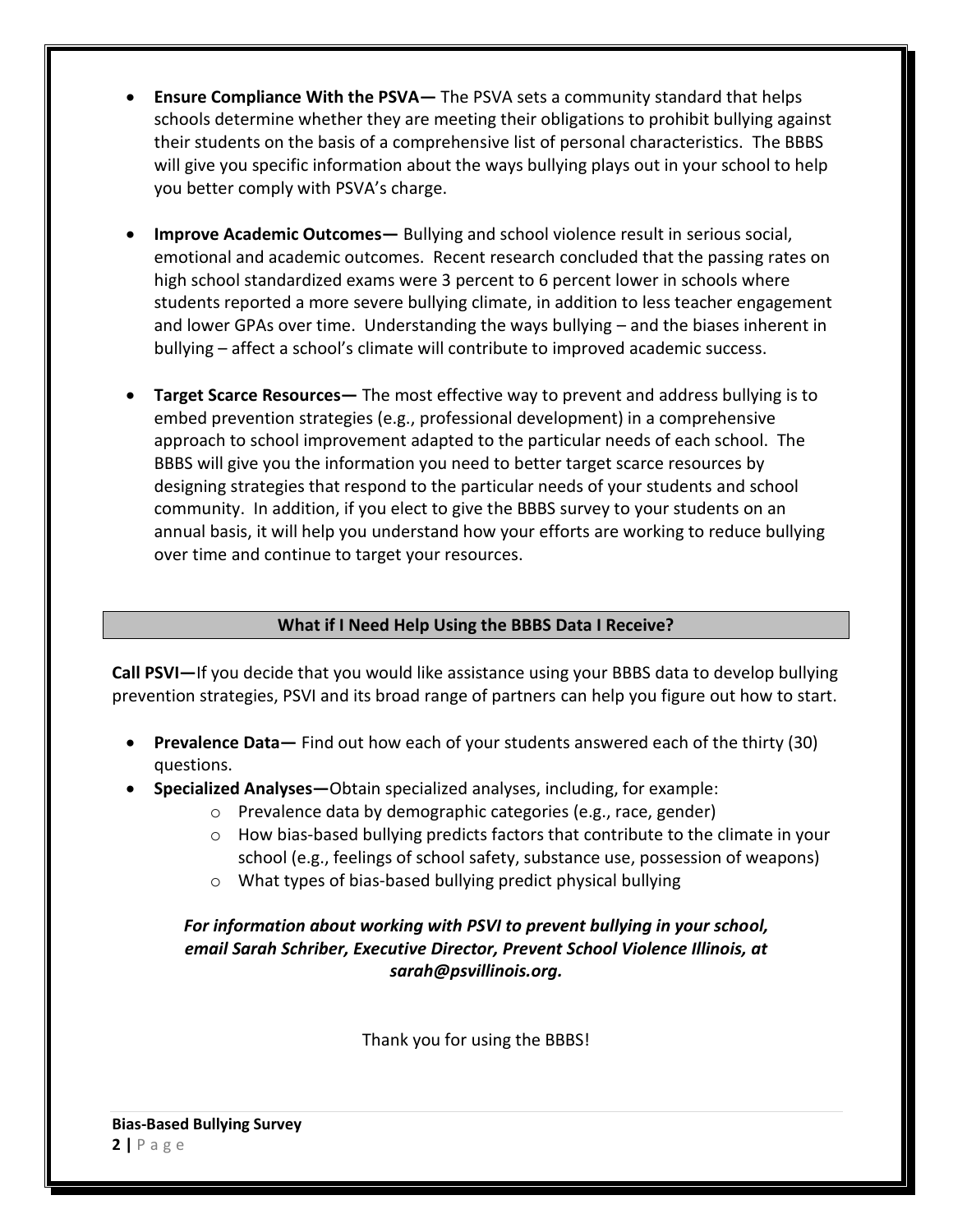- **Ensure Compliance With the PSVA—** The PSVA sets a community standard that helps schools determine whether they are meeting their obligations to prohibit bullying against their students on the basis of a comprehensive list of personal characteristics. The BBBS will give you specific information about the ways bullying plays out in your school to help you better comply with PSVA's charge.

- **Improve Academic Outcomes—** Bullying and school violence result in serious social, emotional and academic outcomes. Recent research concluded that the passing rates on high school standardized exams were 3 percent to 6 percent lower in schools where students reported a more severe bullying climate, in addition to less teacher engagement and lower GPAs over time. Understanding the ways bullying – and the biases inherent in bullying – affect a school's climate will contribute to improved academic success.

- **Target Scarce Resources—** The most effective way to prevent and address bullying is to embed prevention strategies (e.g., professional development) in a comprehensive approach to school improvement adapted to the particular needs of each school. The BBBS will give you the information you need to better target scarce resources by designing strategies that respond to the particular needs of your students and school community. In addition, if you elect to give the BBBS survey to your students on an annual basis, it will help you understand how your efforts are working to reduce bullying over time and continue to target your resources.

## What if I Need Help Using the BBBS Data I Receive?

**Call PSVI—**If you decide that you would like assistance using your BBBS data to develop bullying prevention strategies, PSVI and its broad range of partners can help you figure out how to start.

- **Prevalence Data—** Find out how each of your students answered each of the thirty (30) questions.
- **Specialized Analyses—**Obtain specialized analyses, including, for example:
  - Prevalence data by demographic categories (e.g., race, gender)
  - How bias-based bullying predicts factors that contribute to the climate in your school (e.g., feelings of school safety, substance use, possession of weapons)
  - What types of bias-based bullying predict physical bullying

***For information about working with PSVI to prevent bullying in your school, email Sarah Schriber, Executive Director, Prevent School Violence Illinois, at sarah@psvillinois.org.***

Thank you for using the BBBS!